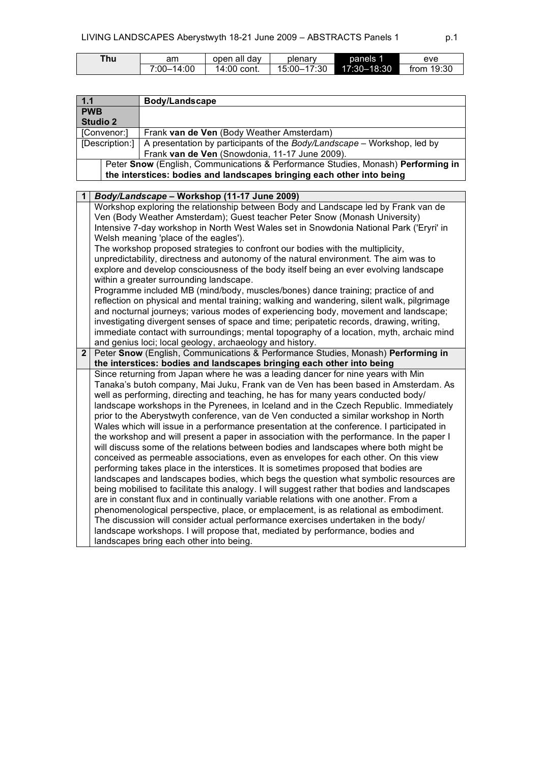| Thu | am | open all day | plenary | panels 1 | eve |
|---|---|---|---|---|---|
| | 7:00–14:00 | 14:00 cont. | 15:00–17:30 | 17:30–18:30 | from 19:30 |

| 1.1 | **Body/Landscape** |
|---|---|
| **PWB Studio 2** | |
| [Convenor:] | Frank **van de Ven** (Body Weather Amsterdam) |
| [Description:] | A presentation by participants of the *Body/Landscape* – Workshop, led by Frank **van de Ven** (Snowdonia, 11-17 June 2009). |
| | Peter **Snow** (English, Communications & Performance Studies, Monash) **Performing in the interstices: bodies and landscapes bringing each other into being** |

**1 *Body/Landscape* – Workshop (11-17 June 2009)**

Workshop exploring the relationship between Body and Landscape led by Frank van de Ven (Body Weather Amsterdam); Guest teacher Peter Snow (Monash University) Intensive 7-day workshop in North West Wales set in Snowdonia National Park ('Eryri' in Welsh meaning 'place of the eagles').

The workshop proposed strategies to confront our bodies with the multiplicity, unpredictability, directness and autonomy of the natural environment. The aim was to explore and develop consciousness of the body itself being an ever evolving landscape within a greater surrounding landscape.

Programme included MB (mind/body, muscles/bones) dance training; practice of and reflection on physical and mental training; walking and wandering, silent walk, pilgrimage and nocturnal journeys; various modes of experiencing body, movement and landscape; investigating divergent senses of space and time; peripatetic records, drawing, writing, immediate contact with surroundings; mental topography of a location, myth, archaic mind and genius loci; local geology, archaeology and history.

**2** Peter **Snow** (English, Communications & Performance Studies, Monash) **Performing in the interstices: bodies and landscapes bringing each other into being**

Since returning from Japan where he was a leading dancer for nine years with Min Tanaka's butoh company, Mai Juku, Frank van de Ven has been based in Amsterdam. As well as performing, directing and teaching, he has for many years conducted body/landscape workshops in the Pyrenees, in Iceland and in the Czech Republic. Immediately prior to the Aberystwyth conference, van de Ven conducted a similar workshop in North Wales which will issue in a performance presentation at the conference. I participated in the workshop and will present a paper in association with the performance. In the paper I will discuss some of the relations between bodies and landscapes where both might be conceived as permeable associations, even as envelopes for each other. On this view performing takes place in the interstices. It is sometimes proposed that bodies are landscapes and landscapes bodies, which begs the question what symbolic resources are being mobilised to facilitate this analogy. I will suggest rather that bodies and landscapes are in constant flux and in continually variable relations with one another. From a phenomenological perspective, place, or emplacement, is as relational as embodiment. The discussion will consider actual performance exercises undertaken in the body/landscape workshops. I will propose that, mediated by performance, bodies and landscapes bring each other into being.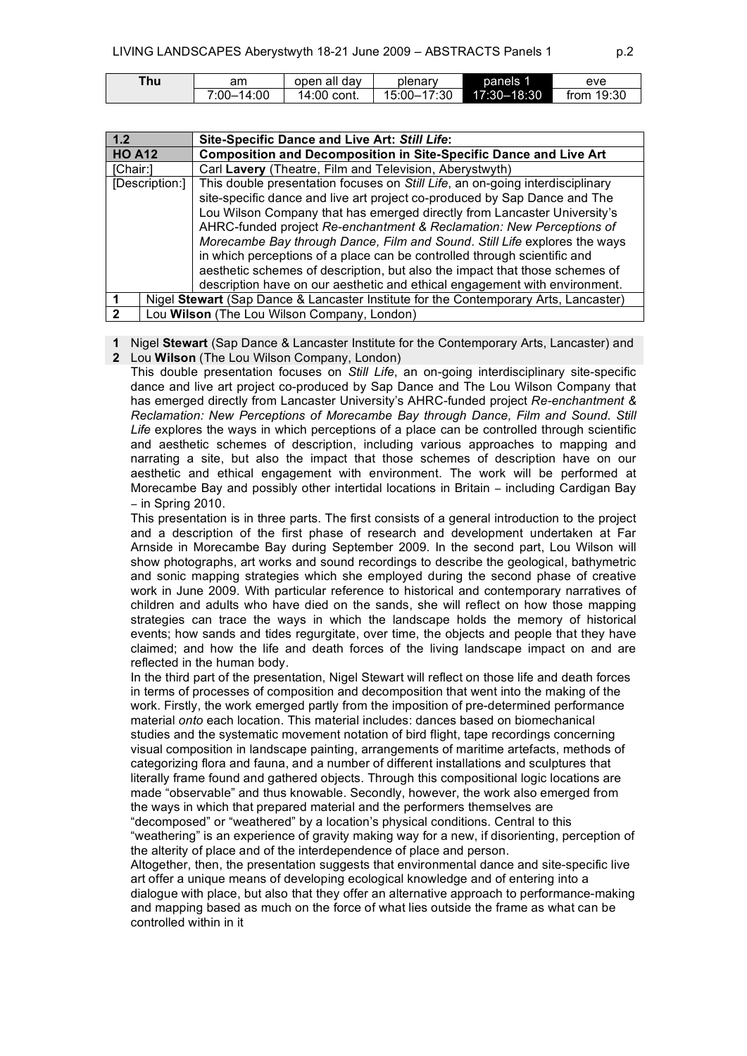| Thu | am | open all day | plenary | panels 1 | eve |
|---|---|---|---|---|---|
| | 7:00–14:00 | 14:00 cont. | 15:00–17:30 | 17:30–18:30 | from 19:30 |

| 1.2 | Site-Specific Dance and Live Art: *Still Life*: |
|---|---|
| **HO A12** | **Composition and Decomposition in Site-Specific Dance and Live Art** |
| [Chair:] | Carl **Lavery** (Theatre, Film and Television, Aberystwyth) |
| [Description:] | This double presentation focuses on *Still Life*, an on-going interdisciplinary site-specific dance and live art project co-produced by Sap Dance and The Lou Wilson Company that has emerged directly from Lancaster University's AHRC-funded project *Re-enchantment & Reclamation: New Perceptions of Morecambe Bay through Dance, Film and Sound*. *Still Life* explores the ways in which perceptions of a place can be controlled through scientific and aesthetic schemes of description, but also the impact that those schemes of description have on our aesthetic and ethical engagement with environment. |
| 1 | Nigel **Stewart** (Sap Dance & Lancaster Institute for the Contemporary Arts, Lancaster) |
| 2 | Lou **Wilson** (The Lou Wilson Company, London) |

**1** Nigel **Stewart** (Sap Dance & Lancaster Institute for the Contemporary Arts, Lancaster) and
**2** Lou **Wilson** (The Lou Wilson Company, London)

This double presentation focuses on *Still Life*, an on-going interdisciplinary site-specific dance and live art project co-produced by Sap Dance and The Lou Wilson Company that has emerged directly from Lancaster University's AHRC-funded project *Re-enchantment & Reclamation: New Perceptions of Morecambe Bay through Dance, Film and Sound*. *Still Life* explores the ways in which perceptions of a place can be controlled through scientific and aesthetic schemes of description, including various approaches to mapping and narrating a site, but also the impact that those schemes of description have on our aesthetic and ethical engagement with environment. The work will be performed at Morecambe Bay and possibly other intertidal locations in Britain – including Cardigan Bay – in Spring 2010.

This presentation is in three parts. The first consists of a general introduction to the project and a description of the first phase of research and development undertaken at Far Arnside in Morecambe Bay during September 2009. In the second part, Lou Wilson will show photographs, art works and sound recordings to describe the geological, bathymetric and sonic mapping strategies which she employed during the second phase of creative work in June 2009. With particular reference to historical and contemporary narratives of children and adults who have died on the sands, she will reflect on how those mapping strategies can trace the ways in which the landscape holds the memory of historical events; how sands and tides regurgitate, over time, the objects and people that they have claimed; and how the life and death forces of the living landscape impact on and are reflected in the human body.

In the third part of the presentation, Nigel Stewart will reflect on those life and death forces in terms of processes of composition and decomposition that went into the making of the work. Firstly, the work emerged partly from the imposition of pre-determined performance material *onto* each location. This material includes: dances based on biomechanical studies and the systematic movement notation of bird flight, tape recordings concerning visual composition in landscape painting, arrangements of maritime artefacts, methods of categorizing flora and fauna, and a number of different installations and sculptures that literally frame found and gathered objects. Through this compositional logic locations are made "observable" and thus knowable. Secondly, however, the work also emerged from the ways in which that prepared material and the performers themselves are "decomposed" or "weathered" by a location's physical conditions. Central to this "weathering" is an experience of gravity making way for a new, if disorienting, perception of the alterity of place and of the interdependence of place and person.

Altogether, then, the presentation suggests that environmental dance and site-specific live art offer a unique means of developing ecological knowledge and of entering into a dialogue with place, but also that they offer an alternative approach to performance-making and mapping based as much on the force of what lies outside the frame as what can be controlled within in it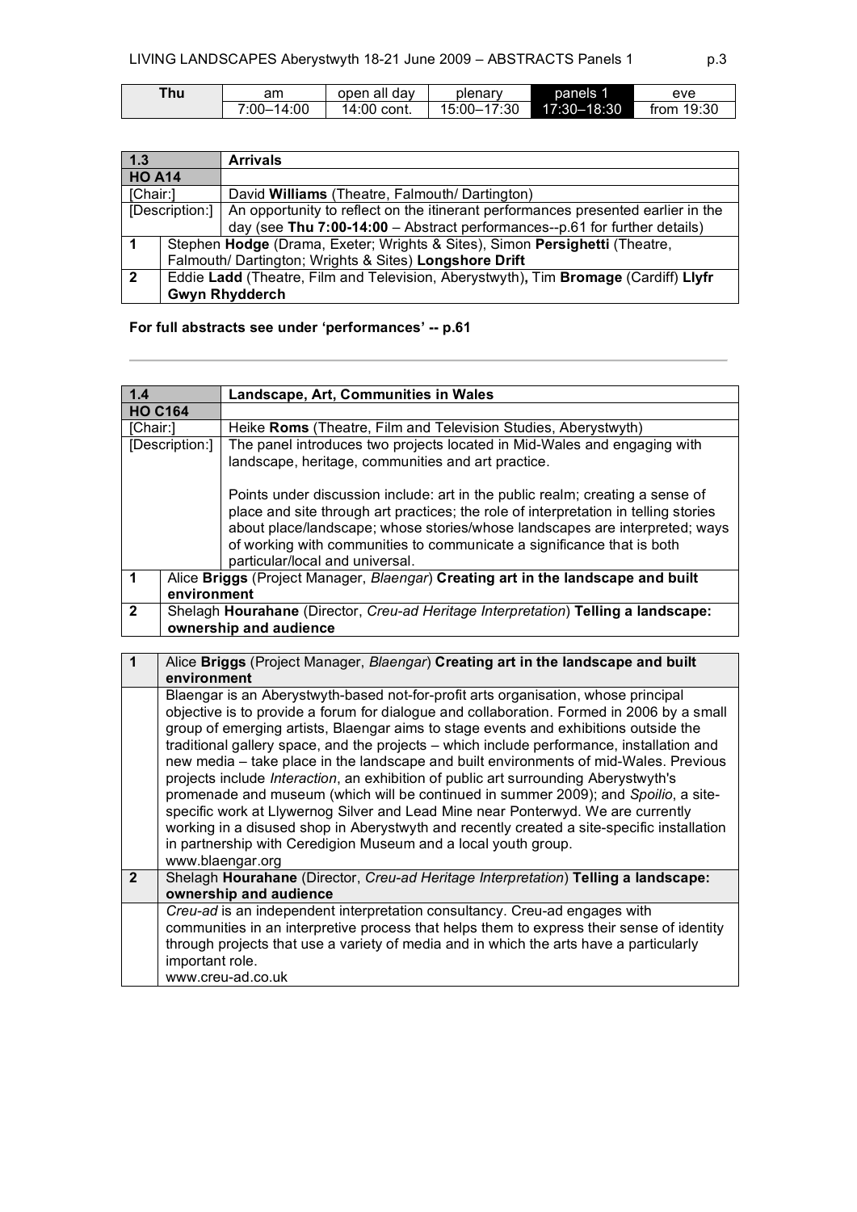| Thu | am | open all day | plenary | panels 1 | eve |
|---|---|---|---|---|---|
| | 7:00–14:00 | 14:00 cont. | 15:00–17:30 | 17:30–18:30 | from 19:30 |

| 1.3 | **Arrivals** |
|---|---|
| **HO A14** | |
| [Chair:] | David **Williams** (Theatre, Falmouth/ Dartington) |
| [Description:] | An opportunity to reflect on the itinerant performances presented earlier in the day (see **Thu 7:00-14:00** – Abstract performances--p.61 for further details) |
| **1** | Stephen **Hodge** (Drama, Exeter; Wrights & Sites), Simon **Persighetti** (Theatre, Falmouth/ Dartington; Wrights & Sites) **Longshore Drift** |
| **2** | Eddie **Ladd** (Theatre, Film and Television, Aberystwyth)**,** Tim **Bromage** (Cardiff) **Llyfr Gwyn Rhydderch** |

**For full abstracts see under 'performances' -- p.61**

---

| 1.4 | **Landscape, Art, Communities in Wales** |
|---|---|
| **HO C164** | |
| [Chair:] | Heike **Roms** (Theatre, Film and Television Studies, Aberystwyth) |
| [Description:] | The panel introduces two projects located in Mid-Wales and engaging with landscape, heritage, communities and art practice.<br><br>Points under discussion include: art in the public realm; creating a sense of place and site through art practices; the role of interpretation in telling stories about place/landscape; whose stories/whose landscapes are interpreted; ways of working with communities to communicate a significance that is both particular/local and universal. |
| **1** | Alice **Briggs** (Project Manager, *Blaengar*) **Creating art in the landscape and built environment** |
| **2** | Shelagh **Hourahane** (Director, *Creu-ad Heritage Interpretation*) **Telling a landscape: ownership and audience** |

| **1** | Alice **Briggs** (Project Manager, *Blaengar*) **Creating art in the landscape and built environment** |
|---|---|
| | Blaengar is an Aberystwyth-based not-for-profit arts organisation, whose principal objective is to provide a forum for dialogue and collaboration. Formed in 2006 by a small group of emerging artists, Blaengar aims to stage events and exhibitions outside the traditional gallery space, and the projects – which include performance, installation and new media – take place in the landscape and built environments of mid-Wales. Previous projects include *Interaction*, an exhibition of public art surrounding Aberystwyth's promenade and museum (which will be continued in summer 2009); and *Spoilio*, a site-specific work at Llywernog Silver and Lead Mine near Ponterwyd. We are currently working in a disused shop in Aberystwyth and recently created a site-specific installation in partnership with Ceredigion Museum and a local youth group.<br>www.blaengar.org |
| **2** | Shelagh **Hourahane** (Director, *Creu-ad Heritage Interpretation*) **Telling a landscape: ownership and audience** |
| | *Creu-ad* is an independent interpretation consultancy. Creu-ad engages with communities in an interpretive process that helps them to express their sense of identity through projects that use a variety of media and in which the arts have a particularly important role.<br>www.creu-ad.co.uk |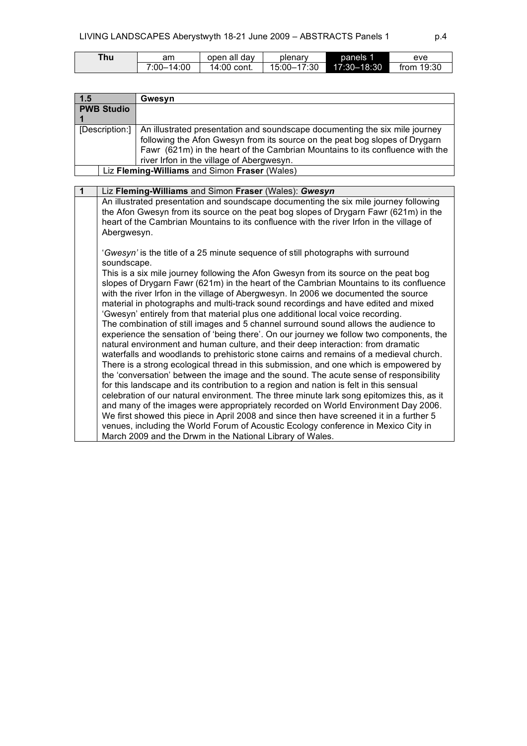| Thu | am | open all day | plenary | panels 1 | eve |
|---|---|---|---|---|---|
| | 7:00–14:00 | 14:00 cont. | 15:00–17:30 | 17:30–18:30 | from 19:30 |

| 1.5 | Gwesyn |
|---|---|
| PWB Studio 1 | |
| [Description:] | An illustrated presentation and soundscape documenting the six mile journey following the Afon Gwesyn from its source on the peat bog slopes of Drygarn Fawr (621m) in the heart of the Cambrian Mountains to its confluence with the river Irfon in the village of Abergwesyn. |
| | Liz **Fleming-Williams** and Simon **Fraser** (Wales) |

| 1 | Liz **Fleming-Williams** and Simon **Fraser** (Wales): ***Gwesyn*** |
|---|---|
| | An illustrated presentation and soundscape documenting the six mile journey following the Afon Gwesyn from its source on the peat bog slopes of Drygarn Fawr (621m) in the heart of the Cambrian Mountains to its confluence with the river Irfon in the village of Abergwesyn. |

'*Gwesyn'* is the title of a 25 minute sequence of still photographs with surround soundscape.

This is a six mile journey following the Afon Gwesyn from its source on the peat bog slopes of Drygarn Fawr (621m) in the heart of the Cambrian Mountains to its confluence with the river Irfon in the village of Abergwesyn. In 2006 we documented the source material in photographs and multi-track sound recordings and have edited and mixed 'Gwesyn' entirely from that material plus one additional local voice recording.

The combination of still images and 5 channel surround sound allows the audience to experience the sensation of 'being there'. On our journey we follow two components, the natural environment and human culture, and their deep interaction: from dramatic waterfalls and woodlands to prehistoric stone cairns and remains of a medieval church.

There is a strong ecological thread in this submission, and one which is empowered by the 'conversation' between the image and the sound. The acute sense of responsibility for this landscape and its contribution to a region and nation is felt in this sensual celebration of our natural environment. The three minute lark song epitomizes this, as it and many of the images were appropriately recorded on World Environment Day 2006.

We first showed this piece in April 2008 and since then have screened it in a further 5 venues, including the World Forum of Acoustic Ecology conference in Mexico City in March 2009 and the Drwm in the National Library of Wales.